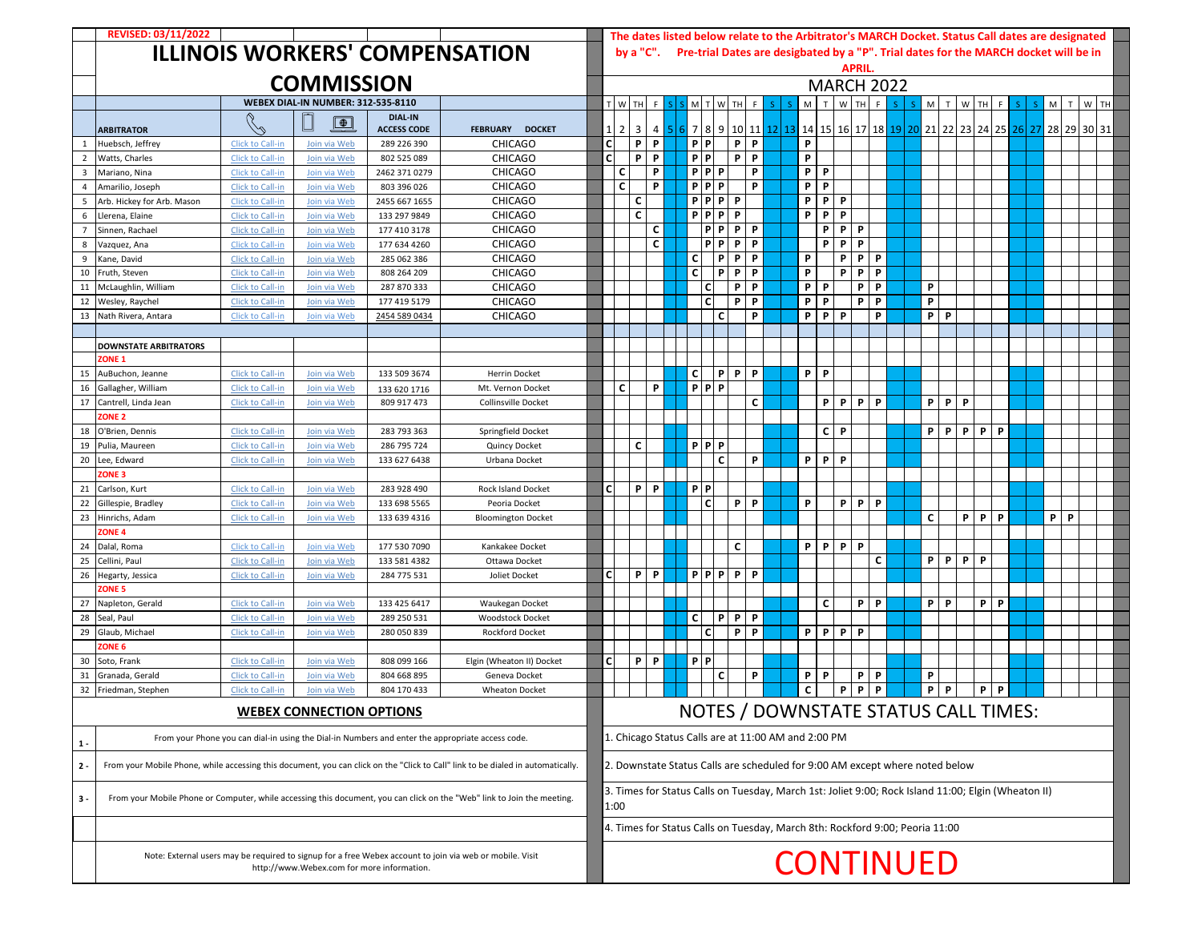**REVISED: 03/11/2022**

# ILLINOIS WORKERS' COMPENSATION COMMISSION

**The dates listed below relate to the Arbitrator's MARCH Docket. Status Call dates are designated by a "C". Pre-trial Dates are desigbated by a "P". Trial dates for the MARCH docket will be in APRIL.**

## MARCH 2022

**WEBEX DIAL-IN NUMBER: 312-535-8110**

| | | | | | | T | W | TH | F | S | S | M | T | W | TH | F | S | S | M | T | W | TH | F | S | S | M | T | W | TH | F | S | S | M | T | W | TH |
|---|---|---|---|---|---|---|---|---|---|---|---|---|---|---|---|---|---|---|---|---|---|---|---|---|---|---|---|---|---|---|---|---|---|---|---|---|
| | **ARBITRATOR** | | | **DIAL-IN ACCESS CODE** | **FEBRUARY DOCKET** | 1 | 2 | 3 | 4 | 5 | 6 | 7 | 8 | 9 | 10 | 11 | 12 | 13 | 14 | 15 | 16 | 17 | 18 | 19 | 20 | 21 | 22 | 23 | 24 | 25 | 26 | 27 | 28 | 29 | 30 | 31 |
| 1 | Huebsch, Jeffrey | Click to Call-in | Join via Web | 289 226 390 | CHICAGO | C | | P | P | | | P | P | | P | P | | | P | | | | | | | | | | | | | | | | | |
| 2 | Watts, Charles | Click to Call-in | Join via Web | 802 525 089 | CHICAGO | C | | P | P | | | P | P | | P | P | | | P | | | | | | | | | | | | | | | | | |
| 3 | Mariano, Nina | Click to Call-in | Join via Web | 2462 371 0279 | CHICAGO | | C | | P | | | P | P | P | | P | | | P | P | | | | | | | | | | | | | | | | |
| 4 | Amarilio, Joseph | Click to Call-in | Join via Web | 803 396 026 | CHICAGO | | C | | P | | | P | P | P | | P | | | P | P | | | | | | | | | | | | | | | | |
| 5 | Arb. Hickey for Arb. Mason | Click to Call-in | Join via Web | 2455 667 1655 | CHICAGO | | | C | | | | P | P | P | P | | | | P | P | P | | | | | | | | | | | | | | | |
| 6 | Llerena, Elaine | Click to Call-in | Join via Web | 133 297 9849 | CHICAGO | | | C | | | | P | P | P | P | | | | P | P | P | | | | | | | | | | | | | | | |
| 7 | Sinnen, Rachael | Click to Call-in | Join via Web | 177 410 3178 | CHICAGO | | | | C | | | | P | P | P | P | | | | P | P | P | | | | | | | | | | | | | | |
| 8 | Vazquez, Ana | Click to Call-in | Join via Web | 177 634 4260 | CHICAGO | | | | C | | | | P | P | P | P | | | | P | P | P | | | | | | | | | | | | | | |
| 9 | Kane, David | Click to Call-in | Join via Web | 285 062 386 | CHICAGO | | | | | | | C | | P | P | P | | | P | | P | P | P | | | | | | | | | | | | | |
| 10 | Fruth, Steven | Click to Call-in | Join via Web | 808 264 209 | CHICAGO | | | | | | | C | | P | P | P | | | P | | P | P | P | | | | | | | | | | | | | |
| 11 | McLaughlin, William | Click to Call-in | Join via Web | 287 870 333 | CHICAGO | | | | | | | | C | | P | P | | | P | P | | P | P | | | P | | | | | | | | | | |
| 12 | Wesley, Raychel | Click to Call-in | Join via Web | 177 419 5179 | CHICAGO | | | | | | | | C | | P | P | | | P | P | | P | P | | | P | | | | | | | | | | |
| 13 | Nath Rivera, Antara | Click to Call-in | Join via Web | 2454 589 0434 | CHICAGO | | | | | | | | | C | | P | | | P | P | P | | P | | | P | P | | | | | | | | | |
| | | | | | | | | | | | | | | | | | | | | | | | | | | | | | | | | | | | | |
| | **DOWNSTATE ARBITRATORS** | | | | | | | | | | | | | | | | | | | | | | | | | | | | | | | | | | | |
| | **ZONE 1** | | | | | | | | | | | | | | | | | | | | | | | | | | | | | | | | | | | |
| 15 | AuBuchon, Jeanne | Click to Call-in | Join via Web | 133 509 3674 | Herrin Docket | | | | | | | C | | P | P | P | | | P | P | | | | | | | | | | | | | | | | |
| 16 | Gallagher, William | Click to Call-in | Join via Web | 133 620 1716 | Mt. Vernon Docket | | C | | P | | | P | P | P | | | | | | | | | | | | | | | | | | | | | | |
| 17 | Cantrell, Linda Jean | Click to Call-in | Join via Web | 809 917 473 | Collinsville Docket | | | | | | | | | | | C | | | | P | P | P | P | | | P | P | P | | | | | | | | |
| | **ZONE 2** | | | | | | | | | | | | | | | | | | | | | | | | | | | | | | | | | | | |
| 18 | O'Brien, Dennis | Click to Call-in | Join via Web | 283 793 363 | Springfield Docket | | | | | | | | | | | | | | | C | P | | | | | P | P | P | P | P | | | | | | |
| 19 | Pulia, Maureen | Click to Call-in | Join via Web | 286 795 724 | Quincy Docket | | | C | | | | P | P | P | | | | | | | | | | | | | | | | | | | | | | |
| 20 | Lee, Edward | Click to Call-in | Join via Web | 133 627 6438 | Urbana Docket | | | | | | | | | C | | P | | | P | P | P | | | | | | | | | | | | | | | |
| | **ZONE 3** | | | | | | | | | | | | | | | | | | | | | | | | | | | | | | | | | | | |
| 21 | Carlson, Kurt | Click to Call-in | Join via Web | 283 928 490 | Rock Island Docket | C | | P | P | | | P | P | | | | | | | | | | | | | | | | | | | | | | | |
| 22 | Gillespie, Bradley | Click to Call-in | Join via Web | 133 698 5565 | Peoria Docket | | | | | | | | C | | P | P | | | P | | P | P | P | | | | | | | | | | | | | |
| 23 | Hinrichs, Adam | Click to Call-in | Join via Web | 133 639 4316 | Bloomington Docket | | | | | | | | | | | | | | | | | | | | | C | | P | P | P | | | P | P | | |
| | **ZONE 4** | | | | | | | | | | | | | | | | | | | | | | | | | | | | | | | | | | | |
| 24 | Dalal, Roma | Click to Call-in | Join via Web | 177 530 7090 | Kankakee Docket | | | | | | | | | | C | | | | P | P | P | P | | | | | | | | | | | | | | |
| 25 | Cellini, Paul | Click to Call-in | Join via Web | 133 581 4382 | Ottawa Docket | | | | | | | | | | | | | | | | | | C | | | P | P | P | P | | | | | | | |
| 26 | Hegarty, Jessica | Click to Call-in | Join via Web | 284 775 531 | Joliet Docket | C | | P | P | | | P | P | P | P | P | | | | | | | | | | | | | | | | | | | | |
| | **ZONE 5** | | | | | | | | | | | | | | | | | | | | | | | | | | | | | | | | | | | |
| 27 | Napleton, Gerald | Click to Call-in | Join via Web | 133 425 6417 | Waukegan Docket | | | | | | | | | | | | | | | C | | P | P | | | P | P | | P | P | | | | | | |
| 28 | Seal, Paul | Click to Call-in | Join via Web | 289 250 531 | Woodstock Docket | | | | | | | C | | P | P | P | | | | | | | | | | | | | | | | | | | | |
| 29 | Glaub, Michael | Click to Call-in | Join via Web | 280 050 839 | Rockford Docket | | | | | | | | C | | P | P | | | P | P | P | P | | | | | | | | | | | | | | |
| | **ZONE 6** | | | | | | | | | | | | | | | | | | | | | | | | | | | | | | | | | | | |
| 30 | Soto, Frank | Click to Call-in | Join via Web | 808 099 166 | Elgin (Wheaton II) Docket | C | | P | P | | | P | P | | | | | | | | | | | | | | | | | | | | | | | |
| 31 | Granada, Gerald | Click to Call-in | Join via Web | 804 668 895 | Geneva Docket | | | | | | | | | C | | P | | | P | P | | P | P | | | P | | | | | | | | | | |
| 32 | Friedman, Stephen | Click to Call-in | Join via Web | 804 170 433 | Wheaton Docket | | | | | | | | | | | | | | C | | P | P | P | | | P | P | | P | P | | | | | | |

## WEBEX CONNECTION OPTIONS

1 - From your Phone you can dial-in using the Dial-in Numbers and enter the appropriate access code.

2 - From your Mobile Phone, while accessing this document, you can click on the "Click to Call" link to be dialed in automatically.

3 - From your Mobile Phone or Computer, while accessing this document, you can click on the "Web" link to Join the meeting.

Note: External users may be required to signup for a free Webex account to join via web or mobile. Visit http://www.Webex.com for more information.

## NOTES / DOWNSTATE STATUS CALL TIMES:

1. Chicago Status Calls are at 11:00 AM and 2:00 PM
2. Downstate Status Calls are scheduled for 9:00 AM except where noted below
3. Times for Status Calls on Tuesday, March 1st: Joliet 9:00; Rock Island 11:00; Elgin (Wheaton II) 1:00
4. Times for Status Calls on Tuesday, March 8th: Rockford 9:00; Peoria 11:00

CONTINUED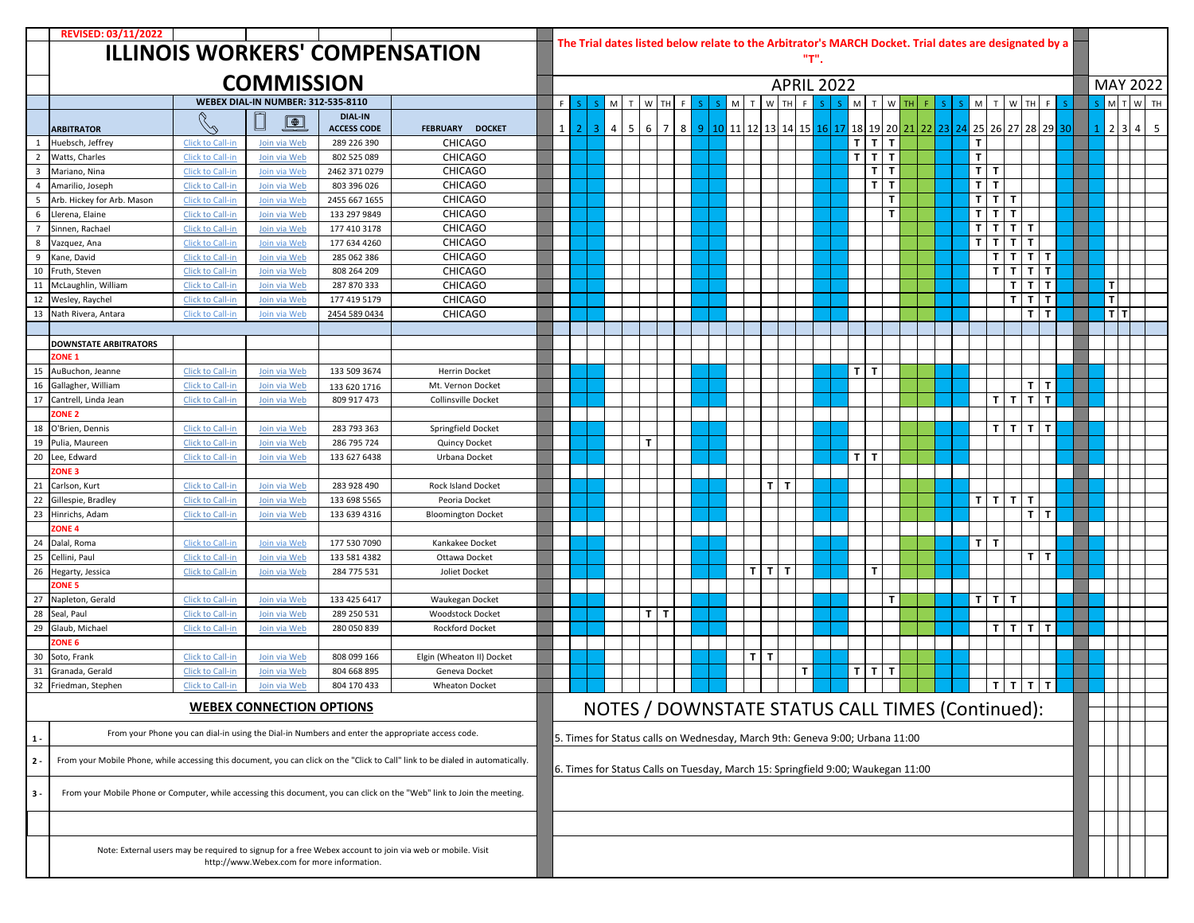**REVISED: 03/11/2022**

# ILLINOIS WORKERS' COMPENSATION COMMISSION

**WEBEX DIAL-IN NUMBER: 312-535-8110**

The Trial dates listed below relate to the Arbitrator's MARCH Docket. Trial dates are designated by a "T".

## APRIL 2022 / MAY 2022

| # | ARBITRATOR | | | DIAL-IN ACCESS CODE | FEBRUARY DOCKET | F 1 | S 2 | S 3 | M 4 | T 5 | W 6 | TH 7 | F 8 | S 9 | S 10 | M 11 | T 12 | W 13 | TH 14 | F 15 | S 16 | S 17 | M 18 | T 19 | W 20 | TH 21 | F 22 | S 23 | S 24 | M 25 | T 26 | W 27 | TH 28 | F 29 | S 30 | S 1 | M 2 | T 3 | W 4 | TH 5 |
|---|---|---|---|---|---|---|---|---|---|---|---|---|---|---|---|---|---|---|---|---|---|---|---|---|---|---|---|---|---|---|---|---|---|---|---|---|---|---|---|---|
| 1 | Huebsch, Jeffrey | Click to Call-in | Join via Web | 289 226 390 | CHICAGO | | | | | | | | | | | | | | | | | | T | T | T | | | | | T | | | | | | | | | | |
| 2 | Watts, Charles | Click to Call-in | Join via Web | 802 525 089 | CHICAGO | | | | | | | | | | | | | | | | | | T | T | T | | | | | T | | | | | | | | | | |
| 3 | Mariano, Nina | Click to Call-in | Join via Web | 2462 371 0279 | CHICAGO | | | | | | | | | | | | | | | | | | | T | T | | | | | T | T | | | | | | | | | |
| 4 | Amarilio, Joseph | Click to Call-in | Join via Web | 803 396 026 | CHICAGO | | | | | | | | | | | | | | | | | | | T | T | | | | | T | T | | | | | | | | | |
| 5 | Arb. Hickey for Arb. Mason | Click to Call-in | Join via Web | 2455 667 1655 | CHICAGO | | | | | | | | | | | | | | | | | | | | T | | | | | T | T | T | | | | | | | | |
| 6 | Llerena, Elaine | Click to Call-in | Join via Web | 133 297 9849 | CHICAGO | | | | | | | | | | | | | | | | | | | | T | | | | | T | T | T | | | | | | | | |
| 7 | Sinnen, Rachael | Click to Call-in | Join via Web | 177 410 3178 | CHICAGO | | | | | | | | | | | | | | | | | | | | | | | | | T | T | T | T | | | | | | | |
| 8 | Vazquez, Ana | Click to Call-in | Join via Web | 177 634 4260 | CHICAGO | | | | | | | | | | | | | | | | | | | | | | | | | T | T | T | T | | | | | | | |
| 9 | Kane, David | Click to Call-in | Join via Web | 285 062 386 | CHICAGO | | | | | | | | | | | | | | | | | | | | | | | | | | T | T | T | T | | | | | | |
| 10 | Fruth, Steven | Click to Call-in | Join via Web | 808 264 209 | CHICAGO | | | | | | | | | | | | | | | | | | | | | | | | | | T | T | T | T | | | | | | |
| 11 | McLaughlin, William | Click to Call-in | Join via Web | 287 870 333 | CHICAGO | | | | | | | | | | | | | | | | | | | | | | | | | | | T | T | T | | | T | | | |
| 12 | Wesley, Raychel | Click to Call-in | Join via Web | 177 419 5179 | CHICAGO | | | | | | | | | | | | | | | | | | | | | | | | | | | T | T | T | | | T | | | |
| 13 | Nath Rivera, Antara | Click to Call-in | Join via Web | 2454 589 0434 | CHICAGO | | | | | | | | | | | | | | | | | | | | | | | | | | | | T | T | | | T | T | | |
| | **DOWNSTATE ARBITRATORS** | | | | | | | | | | | | | | | | | | | | | | | | | | | | | | | | | | | | | | | |
| | **ZONE 1** | | | | | | | | | | | | | | | | | | | | | | | | | | | | | | | | | | | | | | | |
| 15 | AuBuchon, Jeanne | Click to Call-in | Join via Web | 133 509 3674 | Herrin Docket | | | | | | | | | | | | | | | | | | T | T | | | | | | | | | | | | | | | | |
| 16 | Gallagher, William | Click to Call-in | Join via Web | 133 620 1716 | Mt. Vernon Docket | | | | | | | | | | | | | | | | | | | | | | | | | | | | T | T | | | | | | |
| 17 | Cantrell, Linda Jean | Click to Call-in | Join via Web | 809 917 473 | Collinsville Docket | | | | | | | | | | | | | | | | | | | | | | | | | | T | T | T | T | | | | | | |
| | **ZONE 2** | | | | | | | | | | | | | | | | | | | | | | | | | | | | | | | | | | | | | | | |
| 18 | O'Brien, Dennis | Click to Call-in | Join via Web | 283 793 363 | Springfield Docket | | | | | | | | | | | | | | | | | | | | | | | | | | T | T | T | T | | | | | | |
| 19 | Pulia, Maureen | Click to Call-in | Join via Web | 286 795 724 | Quincy Docket | | | | | | T | | | | | | | | | | | | | | | | | | | | | | | | | | | | | |
| 20 | Lee, Edward | Click to Call-in | Join via Web | 133 627 6438 | Urbana Docket | | | | | | | | | | | | | | | | | | T | T | | | | | | | | | | | | | | | | |
| | **ZONE 3** | | | | | | | | | | | | | | | | | | | | | | | | | | | | | | | | | | | | | | | |
| 21 | Carlson, Kurt | Click to Call-in | Join via Web | 283 928 490 | Rock Island Docket | | | | | | | | | | | | | T | T | | | | | | | | | | | | | | | | | | | | | |
| 22 | Gillespie, Bradley | Click to Call-in | Join via Web | 133 698 5565 | Peoria Docket | | | | | | | | | | | | | | | | | | | | | | | | | T | T | T | T | | | | | | | |
| 23 | Hinrichs, Adam | Click to Call-in | Join via Web | 133 639 4316 | Bloomington Docket | | | | | | | | | | | | | | | | | | | | | | | | | | | | T | T | | | | | | |
| | **ZONE 4** | | | | | | | | | | | | | | | | | | | | | | | | | | | | | | | | | | | | | | | |
| 24 | Dalal, Roma | Click to Call-in | Join via Web | 177 530 7090 | Kankakee Docket | | | | | | | | | | | | | | | | | | | | | | | | | T | T | | | | | | | | | |
| 25 | Cellini, Paul | Click to Call-in | Join via Web | 133 581 4382 | Ottawa Docket | | | | | | | | | | | | | | | | | | | | | | | | | | | | T | T | | | | | | |
| 26 | Hegarty, Jessica | Click to Call-in | Join via Web | 284 775 531 | Joliet Docket | | | | | | | | | | | | T | T | T | | | | | T | | | | | | | | | | | | | | | | |
| | **ZONE 5** | | | | | | | | | | | | | | | | | | | | | | | | | | | | | | | | | | | | | | | |
| 27 | Napleton, Gerald | Click to Call-in | Join via Web | 133 425 6417 | Waukegan Docket | | | | | | | | | | | | | | | | | | | | T | | | | | T | T | T | | | | | | | | |
| 28 | Seal, Paul | Click to Call-in | Join via Web | 289 250 531 | Woodstock Docket | | | | | | T | T | | | | | | | | | | | | | | | | | | | | | | | | | | | | |
| 29 | Glaub, Michael | Click to Call-in | Join via Web | 280 050 839 | Rockford Docket | | | | | | | | | | | | | | | | | | | | | | | | | | T | T | T | T | | | | | | |
| | **ZONE 6** | | | | | | | | | | | | | | | | | | | | | | | | | | | | | | | | | | | | | | | |
| 30 | Soto, Frank | Click to Call-in | Join via Web | 808 099 166 | Elgin (Wheaton II) Docket | | | | | | | | | | | | T | T | | | | | | | | | | | | | | | | | | | | | | |
| 31 | Granada, Gerald | Click to Call-in | Join via Web | 804 668 895 | Geneva Docket | | | | | | | | | | | | | | | T | | | T | T | T | | | | | | | | | | | | | | | |
| 32 | Friedman, Stephen | Click to Call-in | Join via Web | 804 170 433 | Wheaton Docket | | | | | | | | | | | | | | | | | | | | | | | | | | T | T | T | T | | | | | | |

## WEBEX CONNECTION OPTIONS

1 - From your Phone you can dial-in using the Dial-in Numbers and enter the appropriate access code.

2 - From your Mobile Phone, while accessing this document, you can click on the "Click to Call" link to be dialed in automatically.

3 - From your Mobile Phone or Computer, while accessing this document, you can click on the "Web" link to Join the meeting.

Note: External users may be required to signup for a free Webex account to join via web or mobile. Visit http://www.Webex.com for more information.

## NOTES / DOWNSTATE STATUS CALL TIMES (Continued):

5. Times for Status calls on Wednesday, March 9th: Geneva 9:00; Urbana 11:00

6. Times for Status Calls on Tuesday, March 15: Springfield 9:00; Waukegan 11:00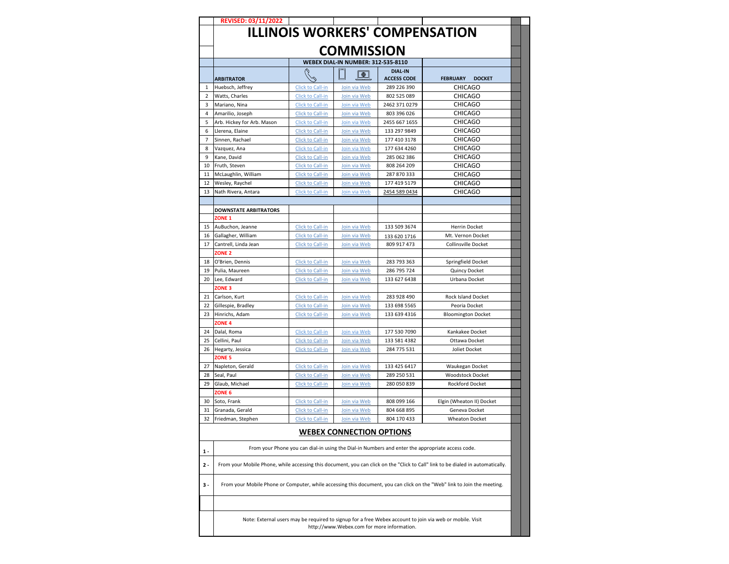**REVISED: 03/11/2022**

# ILLINOIS WORKERS' COMPENSATION COMMISSION

**WEBEX DIAL-IN NUMBER: 312-535-8110**

| | ARBITRATOR | | | DIAL-IN ACCESS CODE | FEBRUARY DOCKET |
|---|---|---|---|---|---|
| 1 | Huebsch, Jeffrey | Click to Call-in | Join via Web | 289 226 390 | CHICAGO |
| 2 | Watts, Charles | Click to Call-in | Join via Web | 802 525 089 | CHICAGO |
| 3 | Mariano, Nina | Click to Call-in | Join via Web | 2462 371 0279 | CHICAGO |
| 4 | Amarilio, Joseph | Click to Call-in | Join via Web | 803 396 026 | CHICAGO |
| 5 | Arb. Hickey for Arb. Mason | Click to Call-in | Join via Web | 2455 667 1655 | CHICAGO |
| 6 | Llerena, Elaine | Click to Call-in | Join via Web | 133 297 9849 | CHICAGO |
| 7 | Sinnen, Rachael | Click to Call-in | Join via Web | 177 410 3178 | CHICAGO |
| 8 | Vazquez, Ana | Click to Call-in | Join via Web | 177 634 4260 | CHICAGO |
| 9 | Kane, David | Click to Call-in | Join via Web | 285 062 386 | CHICAGO |
| 10 | Fruth, Steven | Click to Call-in | Join via Web | 808 264 209 | CHICAGO |
| 11 | McLaughlin, William | Click to Call-in | Join via Web | 287 870 333 | CHICAGO |
| 12 | Wesley, Raychel | Click to Call-in | Join via Web | 177 419 5179 | CHICAGO |
| 13 | Nath Rivera, Antara | Click to Call-in | Join via Web | 2454 589 0434 | CHICAGO |
| | | | | | |
| | **DOWNSTATE ARBITRATORS** | | | | |
| | **ZONE 1** | | | | |
| 15 | AuBuchon, Jeanne | Click to Call-in | Join via Web | 133 509 3674 | Herrin Docket |
| 16 | Gallagher, William | Click to Call-in | Join via Web | 133 620 1716 | Mt. Vernon Docket |
| 17 | Cantrell, Linda Jean | Click to Call-in | Join via Web | 809 917 473 | Collinsville Docket |
| | **ZONE 2** | | | | |
| 18 | O'Brien, Dennis | Click to Call-in | Join via Web | 283 793 363 | Springfield Docket |
| 19 | Pulia, Maureen | Click to Call-in | Join via Web | 286 795 724 | Quincy Docket |
| 20 | Lee, Edward | Click to Call-in | Join via Web | 133 627 6438 | Urbana Docket |
| | **ZONE 3** | | | | |
| 21 | Carlson, Kurt | Click to Call-in | Join via Web | 283 928 490 | Rock Island Docket |
| 22 | Gillespie, Bradley | Click to Call-in | Join via Web | 133 698 5565 | Peoria Docket |
| 23 | Hinrichs, Adam | Click to Call-in | Join via Web | 133 639 4316 | Bloomington Docket |
| | **ZONE 4** | | | | |
| 24 | Dalal, Roma | Click to Call-in | Join via Web | 177 530 7090 | Kankakee Docket |
| 25 | Cellini, Paul | Click to Call-in | Join via Web | 133 581 4382 | Ottawa Docket |
| 26 | Hegarty, Jessica | Click to Call-in | Join via Web | 284 775 531 | Joliet Docket |
| | **ZONE 5** | | | | |
| 27 | Napleton, Gerald | Click to Call-in | Join via Web | 133 425 6417 | Waukegan Docket |
| 28 | Seal, Paul | Click to Call-in | Join via Web | 289 250 531 | Woodstock Docket |
| 29 | Glaub, Michael | Click to Call-in | Join via Web | 280 050 839 | Rockford Docket |
| | **ZONE 6** | | | | |
| 30 | Soto, Frank | Click to Call-in | Join via Web | 808 099 166 | Elgin (Wheaton II) Docket |
| 31 | Granada, Gerald | Click to Call-in | Join via Web | 804 668 895 | Geneva Docket |
| 32 | Friedman, Stephen | Click to Call-in | Join via Web | 804 170 433 | Wheaton Docket |

## WEBEX CONNECTION OPTIONS

1 - From your Phone you can dial-in using the Dial-in Numbers and enter the appropriate access code.

2 - From your Mobile Phone, while accessing this document, you can click on the "Click to Call" link to be dialed in automatically.

3 - From your Mobile Phone or Computer, while accessing this document, you can click on the "Web" link to Join the meeting.

Note: External users may be required to signup for a free Webex account to join via web or mobile. Visit http://www.Webex.com for more information.